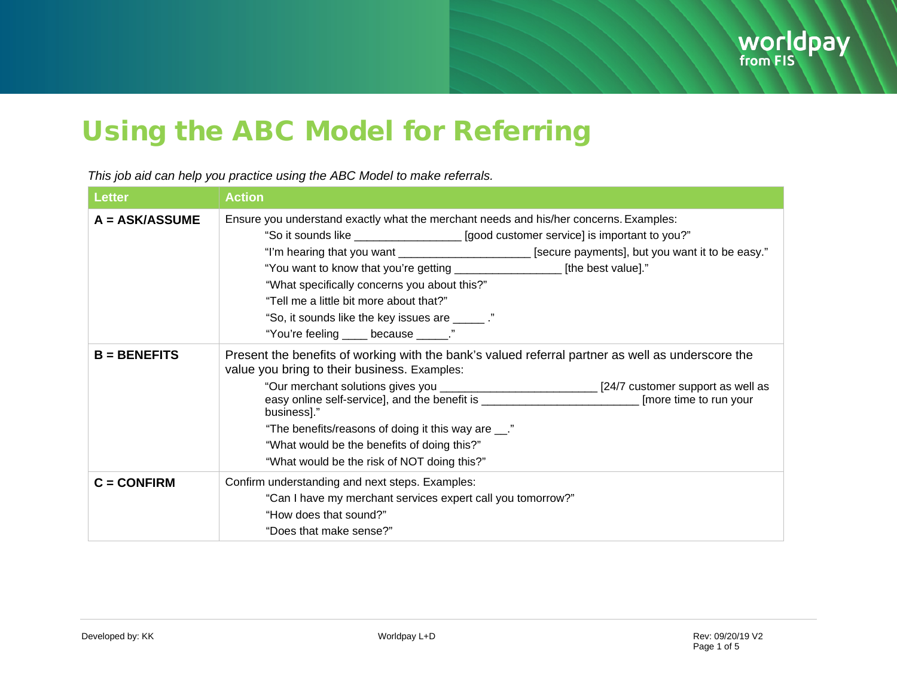# Using the ABC Model for Referring

*This job aid can help you practice using the ABC Model to make referrals.*

| Letter | Action |
| --- | --- |
| **A = ASK/ASSUME** | Ensure you understand exactly what the merchant needs and his/her concerns. Examples:<br>"So it sounds like ________________ [good customer service] is important to you?"<br>"I'm hearing that you want ____________________ [secure payments], but you want it to be easy."<br>"You want to know that you're getting ________________ [the best value]."<br>"What specifically concerns you about this?"<br>"Tell me a little bit more about that?"<br>"So, it sounds like the key issues are _____ ."<br>"You're feeling ____ because _____." |
| **B = BENEFITS** | Present the benefits of working with the bank's valued referral partner as well as underscore the value you bring to their business. Examples:<br>"Our merchant solutions gives you ________________________ [24/7 customer support as well as easy online self-service], and the benefit is ________________________ [more time to run your business]."<br>"The benefits/reasons of doing it this way are __."<br>"What would be the benefits of doing this?"<br>"What would be the risk of NOT doing this?" |
| **C = CONFIRM** | Confirm understanding and next steps. Examples:<br>"Can I have my merchant services expert call you tomorrow?"<br>"How does that sound?"<br>"Does that make sense?" |

Developed by: KK

Worldpay L+D

Rev: 09/20/19 V2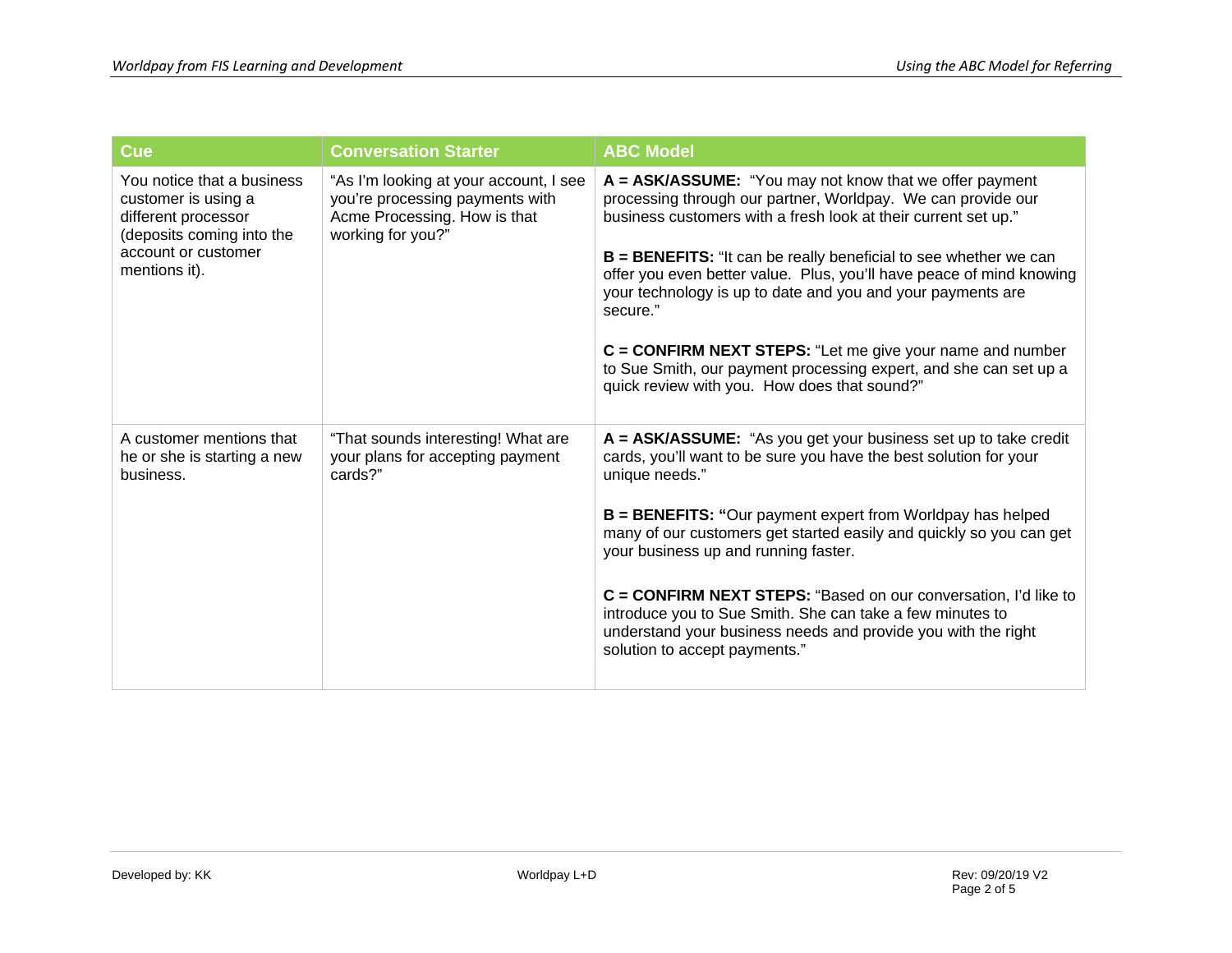| Cue | Conversation Starter | ABC Model |
|---|---|---|
| You notice that a business customer is using a different processor (deposits coming into the account or customer mentions it). | "As I'm looking at your account, I see you're processing payments with Acme Processing. How is that working for you?" | **A = ASK/ASSUME:** "You may not know that we offer payment processing through our partner, Worldpay. We can provide our business customers with a fresh look at their current set up."<br><br>**B = BENEFITS:** "It can be really beneficial to see whether we can offer you even better value. Plus, you'll have peace of mind knowing your technology is up to date and you and your payments are secure."<br><br>**C = CONFIRM NEXT STEPS:** "Let me give your name and number to Sue Smith, our payment processing expert, and she can set up a quick review with you. How does that sound?" |
| A customer mentions that he or she is starting a new business. | "That sounds interesting! What are your plans for accepting payment cards?" | **A = ASK/ASSUME:** "As you get your business set up to take credit cards, you'll want to be sure you have the best solution for your unique needs."<br><br>**B = BENEFITS: "**Our payment expert from Worldpay has helped many of our customers get started easily and quickly so you can get your business up and running faster.<br><br>**C = CONFIRM NEXT STEPS:** "Based on our conversation, I'd like to introduce you to Sue Smith. She can take a few minutes to understand your business needs and provide you with the right solution to accept payments." |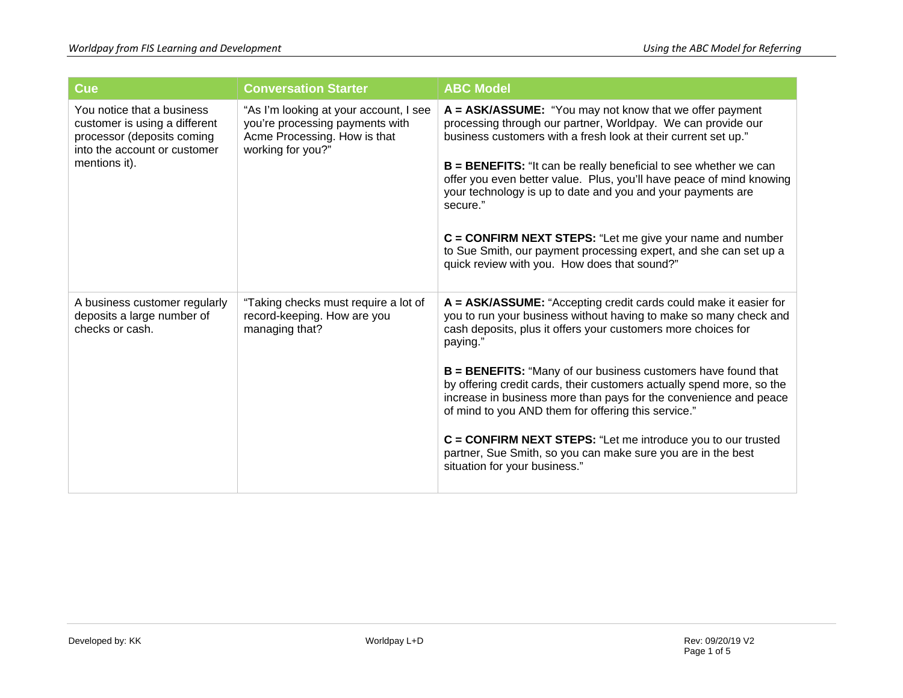| Cue | Conversation Starter | ABC Model |
|---|---|---|
| You notice that a business customer is using a different processor (deposits coming into the account or customer mentions it). | "As I'm looking at your account, I see you're processing payments with Acme Processing. How is that working for you?" | **A = ASK/ASSUME:** "You may not know that we offer payment processing through our partner, Worldpay. We can provide our business customers with a fresh look at their current set up."<br><br>**B = BENEFITS:** "It can be really beneficial to see whether we can offer you even better value. Plus, you'll have peace of mind knowing your technology is up to date and you and your payments are secure."<br><br>**C = CONFIRM NEXT STEPS:** "Let me give your name and number to Sue Smith, our payment processing expert, and she can set up a quick review with you. How does that sound?" |
| A business customer regularly deposits a large number of checks or cash. | "Taking checks must require a lot of record-keeping. How are you managing that? | **A = ASK/ASSUME:** "Accepting credit cards could make it easier for you to run your business without having to make so many check and cash deposits, plus it offers your customers more choices for paying."<br><br>**B = BENEFITS:** "Many of our business customers have found that by offering credit cards, their customers actually spend more, so the increase in business more than pays for the convenience and peace of mind to you AND them for offering this service."<br><br>**C = CONFIRM NEXT STEPS:** "Let me introduce you to our trusted partner, Sue Smith, so you can make sure you are in the best situation for your business." |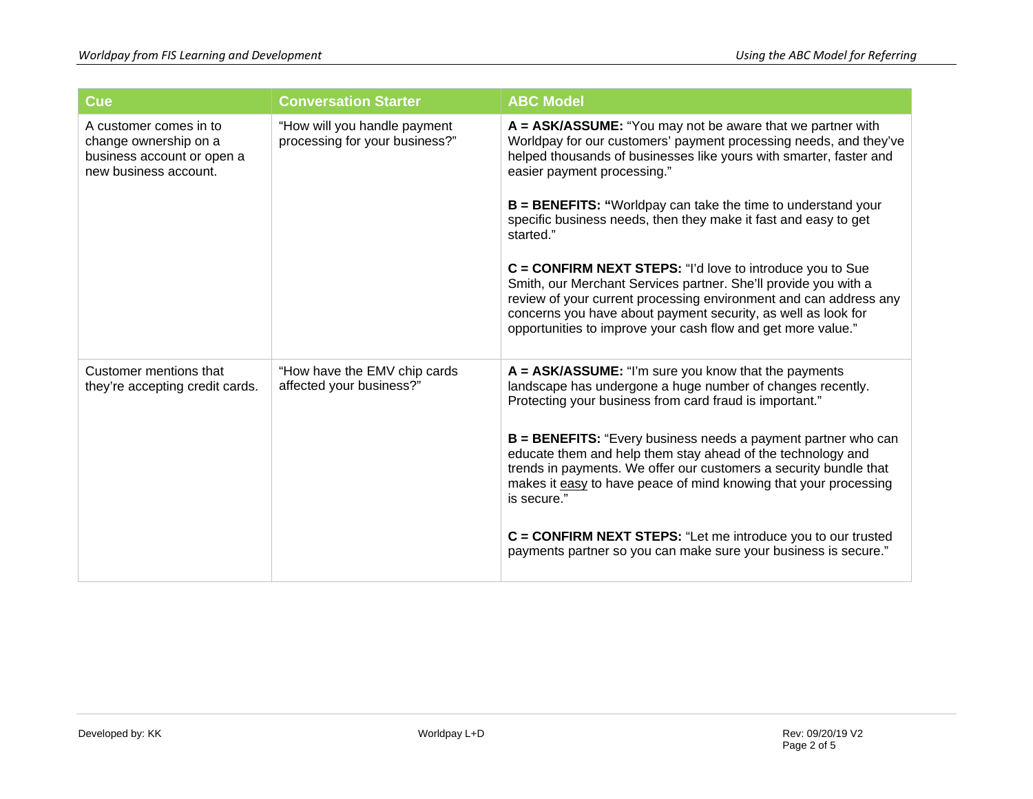| Cue | Conversation Starter | ABC Model |
|---|---|---|
| A customer comes in to change ownership on a business account or open a new business account. | "How will you handle payment processing for your business?" | **A = ASK/ASSUME:** "You may not be aware that we partner with Worldpay for our customers' payment processing needs, and they've helped thousands of businesses like yours with smarter, faster and easier payment processing."<br><br>**B = BENEFITS: "**Worldpay can take the time to understand your specific business needs, then they make it fast and easy to get started."<br><br>**C = CONFIRM NEXT STEPS:** "I'd love to introduce you to Sue Smith, our Merchant Services partner. She'll provide you with a review of your current processing environment and can address any concerns you have about payment security, as well as look for opportunities to improve your cash flow and get more value." |
| Customer mentions that they're accepting credit cards. | "How have the EMV chip cards affected your business?" | **A = ASK/ASSUME:** "I'm sure you know that the payments landscape has undergone a huge number of changes recently. Protecting your business from card fraud is important."<br><br>**B = BENEFITS:** "Every business needs a payment partner who can educate them and help them stay ahead of the technology and trends in payments. We offer our customers a security bundle that makes it easy to have peace of mind knowing that your processing is secure."<br><br>**C = CONFIRM NEXT STEPS:** "Let me introduce you to our trusted payments partner so you can make sure your business is secure." |

Developed by: KK

Worldpay L+D

Rev: 09/20/19 V2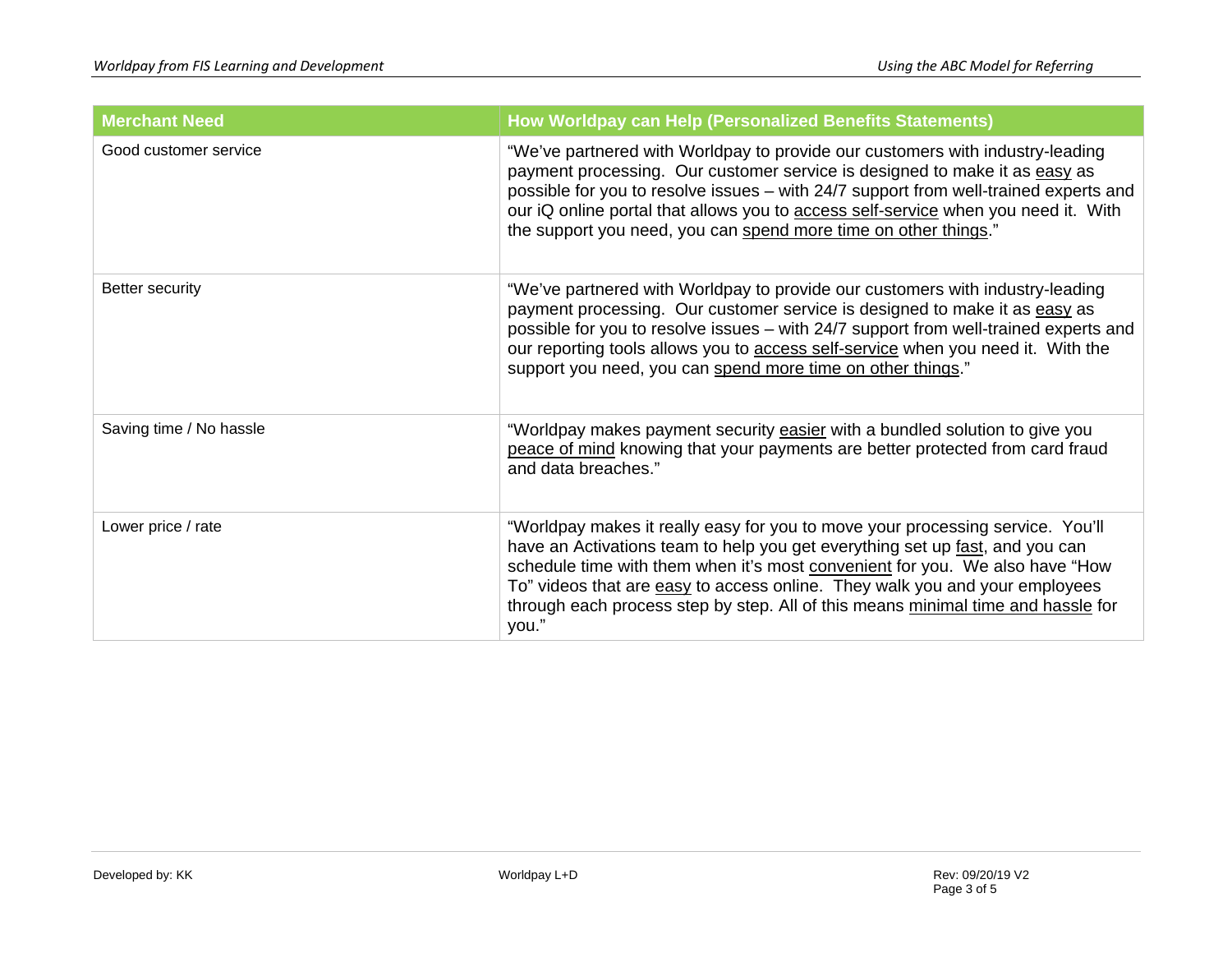| Merchant Need | How Worldpay can Help (Personalized Benefits Statements) |
|---|---|
| Good customer service | "We've partnered with Worldpay to provide our customers with industry-leading payment processing. Our customer service is designed to make it as easy as possible for you to resolve issues – with 24/7 support from well-trained experts and our iQ online portal that allows you to access self-service when you need it. With the support you need, you can spend more time on other things." |
| Better security | "We've partnered with Worldpay to provide our customers with industry-leading payment processing. Our customer service is designed to make it as easy as possible for you to resolve issues – with 24/7 support from well-trained experts and our reporting tools allows you to access self-service when you need it. With the support you need, you can spend more time on other things." |
| Saving time / No hassle | "Worldpay makes payment security easier with a bundled solution to give you peace of mind knowing that your payments are better protected from card fraud and data breaches." |
| Lower price / rate | "Worldpay makes it really easy for you to move your processing service. You'll have an Activations team to help you get everything set up fast, and you can schedule time with them when it's most convenient for you. We also have "How To" videos that are easy to access online. They walk you and your employees through each process step by step. All of this means minimal time and hassle for you." |